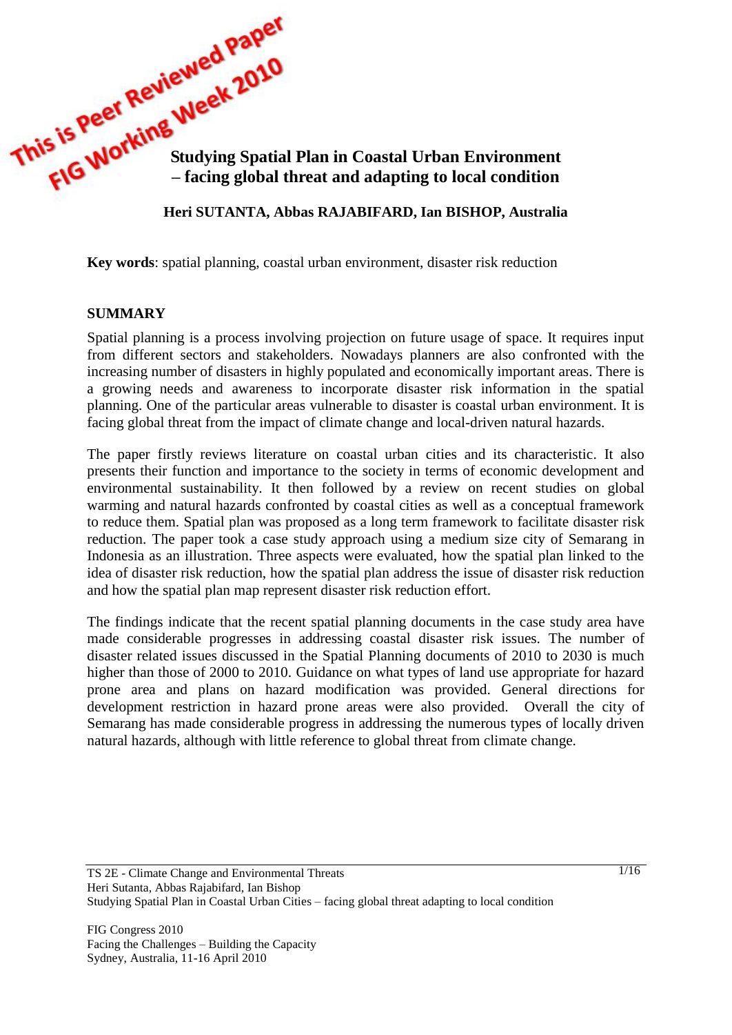This is Peer Reviewed Paper
FIG Working Week 2010

# Studying Spatial Plan in Coastal Urban Environment – facing global threat and adapting to local condition

**Heri SUTANTA, Abbas RAJABIFARD, Ian BISHOP, Australia**

**Key words**: spatial planning, coastal urban environment, disaster risk reduction

## SUMMARY

Spatial planning is a process involving projection on future usage of space. It requires input from different sectors and stakeholders. Nowadays planners are also confronted with the increasing number of disasters in highly populated and economically important areas. There is a growing needs and awareness to incorporate disaster risk information in the spatial planning. One of the particular areas vulnerable to disaster is coastal urban environment. It is facing global threat from the impact of climate change and local-driven natural hazards.

The paper firstly reviews literature on coastal urban cities and its characteristic. It also presents their function and importance to the society in terms of economic development and environmental sustainability. It then followed by a review on recent studies on global warming and natural hazards confronted by coastal cities as well as a conceptual framework to reduce them. Spatial plan was proposed as a long term framework to facilitate disaster risk reduction. The paper took a case study approach using a medium size city of Semarang in Indonesia as an illustration. Three aspects were evaluated, how the spatial plan linked to the idea of disaster risk reduction, how the spatial plan address the issue of disaster risk reduction and how the spatial plan map represent disaster risk reduction effort.

The findings indicate that the recent spatial planning documents in the case study area have made considerable progresses in addressing coastal disaster risk issues. The number of disaster related issues discussed in the Spatial Planning documents of 2010 to 2030 is much higher than those of 2000 to 2010. Guidance on what types of land use appropriate for hazard prone area and plans on hazard modification was provided. General directions for development restriction in hazard prone areas were also provided. Overall the city of Semarang has made considerable progress in addressing the numerous types of locally driven natural hazards, although with little reference to global threat from climate change.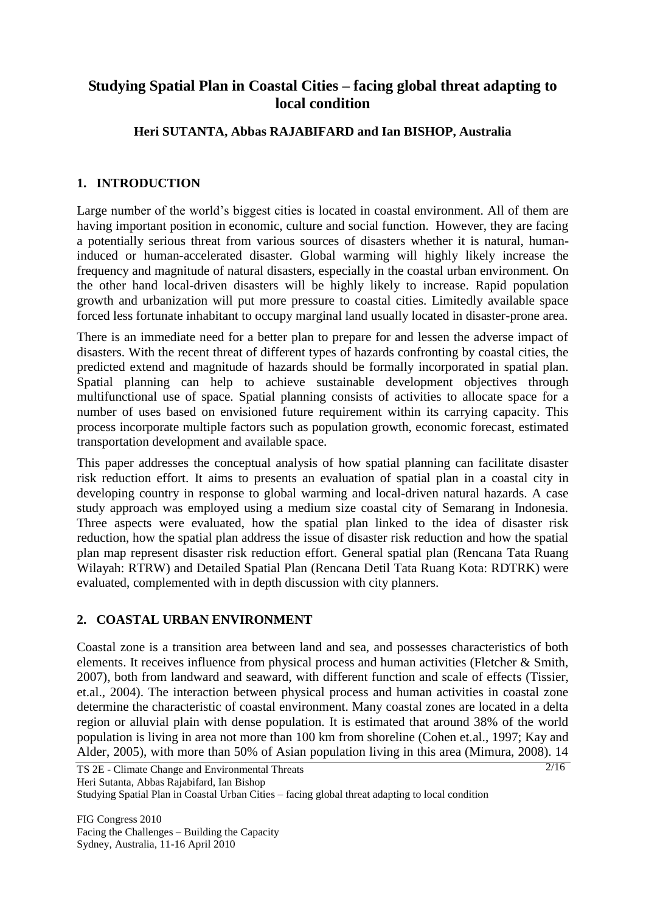# Studying Spatial Plan in Coastal Cities – facing global threat adapting to local condition

**Heri SUTANTA, Abbas RAJABIFARD and Ian BISHOP, Australia**

## 1. INTRODUCTION

Large number of the world's biggest cities is located in coastal environment. All of them are having important position in economic, culture and social function. However, they are facing a potentially serious threat from various sources of disasters whether it is natural, human-induced or human-accelerated disaster. Global warming will highly likely increase the frequency and magnitude of natural disasters, especially in the coastal urban environment. On the other hand local-driven disasters will be highly likely to increase. Rapid population growth and urbanization will put more pressure to coastal cities. Limitedly available space forced less fortunate inhabitant to occupy marginal land usually located in disaster-prone area.

There is an immediate need for a better plan to prepare for and lessen the adverse impact of disasters. With the recent threat of different types of hazards confronting by coastal cities, the predicted extend and magnitude of hazards should be formally incorporated in spatial plan. Spatial planning can help to achieve sustainable development objectives through multifunctional use of space. Spatial planning consists of activities to allocate space for a number of uses based on envisioned future requirement within its carrying capacity. This process incorporate multiple factors such as population growth, economic forecast, estimated transportation development and available space.

This paper addresses the conceptual analysis of how spatial planning can facilitate disaster risk reduction effort. It aims to presents an evaluation of spatial plan in a coastal city in developing country in response to global warming and local-driven natural hazards. A case study approach was employed using a medium size coastal city of Semarang in Indonesia. Three aspects were evaluated, how the spatial plan linked to the idea of disaster risk reduction, how the spatial plan address the issue of disaster risk reduction and how the spatial plan map represent disaster risk reduction effort. General spatial plan (Rencana Tata Ruang Wilayah: RTRW) and Detailed Spatial Plan (Rencana Detil Tata Ruang Kota: RDTRK) were evaluated, complemented with in depth discussion with city planners.

## 2. COASTAL URBAN ENVIRONMENT

Coastal zone is a transition area between land and sea, and possesses characteristics of both elements. It receives influence from physical process and human activities (Fletcher & Smith, 2007), both from landward and seaward, with different function and scale of effects (Tissier, et.al., 2004). The interaction between physical process and human activities in coastal zone determine the characteristic of coastal environment. Many coastal zones are located in a delta region or alluvial plain with dense population. It is estimated that around 38% of the world population is living in area not more than 100 km from shoreline (Cohen et.al., 1997; Kay and Alder, 2005), with more than 50% of Asian population living in this area (Mimura, 2008). 14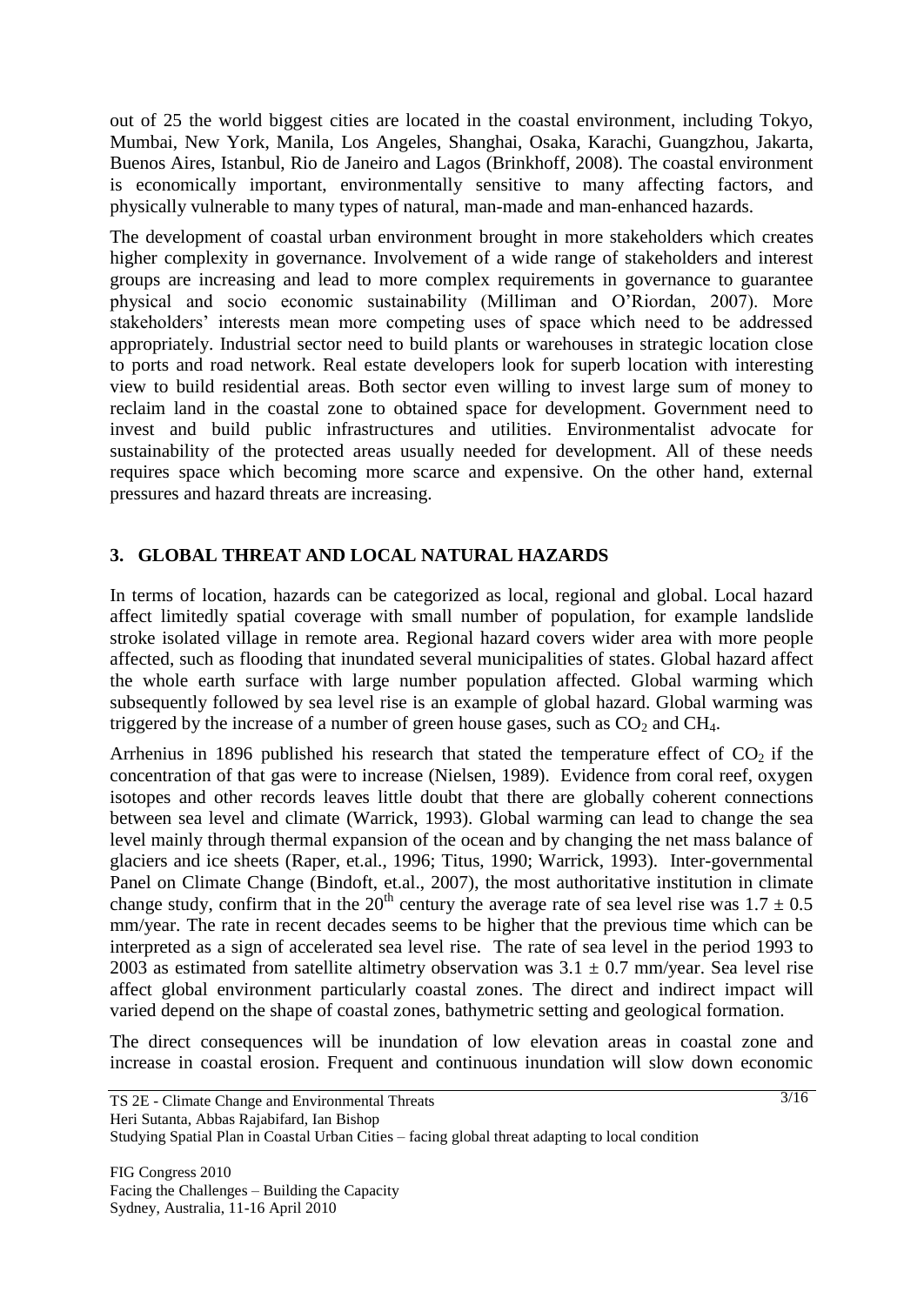out of 25 the world biggest cities are located in the coastal environment, including Tokyo, Mumbai, New York, Manila, Los Angeles, Shanghai, Osaka, Karachi, Guangzhou, Jakarta, Buenos Aires, Istanbul, Rio de Janeiro and Lagos (Brinkhoff, 2008). The coastal environment is economically important, environmentally sensitive to many affecting factors, and physically vulnerable to many types of natural, man-made and man-enhanced hazards.

The development of coastal urban environment brought in more stakeholders which creates higher complexity in governance. Involvement of a wide range of stakeholders and interest groups are increasing and lead to more complex requirements in governance to guarantee physical and socio economic sustainability (Milliman and O'Riordan, 2007). More stakeholders' interests mean more competing uses of space which need to be addressed appropriately. Industrial sector need to build plants or warehouses in strategic location close to ports and road network. Real estate developers look for superb location with interesting view to build residential areas. Both sector even willing to invest large sum of money to reclaim land in the coastal zone to obtained space for development. Government need to invest and build public infrastructures and utilities. Environmentalist advocate for sustainability of the protected areas usually needed for development. All of these needs requires space which becoming more scarce and expensive. On the other hand, external pressures and hazard threats are increasing.

## 3. GLOBAL THREAT AND LOCAL NATURAL HAZARDS

In terms of location, hazards can be categorized as local, regional and global. Local hazard affect limitedly spatial coverage with small number of population, for example landslide stroke isolated village in remote area. Regional hazard covers wider area with more people affected, such as flooding that inundated several municipalities of states. Global hazard affect the whole earth surface with large number population affected. Global warming which subsequently followed by sea level rise is an example of global hazard. Global warming was triggered by the increase of a number of green house gases, such as $CO_2$ and $CH_4$.

Arrhenius in 1896 published his research that stated the temperature effect of $CO_2$ if the concentration of that gas were to increase (Nielsen, 1989). Evidence from coral reef, oxygen isotopes and other records leaves little doubt that there are globally coherent connections between sea level and climate (Warrick, 1993). Global warming can lead to change the sea level mainly through thermal expansion of the ocean and by changing the net mass balance of glaciers and ice sheets (Raper, et.al., 1996; Titus, 1990; Warrick, 1993). Inter-governmental Panel on Climate Change (Bindoft, et.al., 2007), the most authoritative institution in climate change study, confirm that in the $20^{th}$ century the average rate of sea level rise was $1.7 \pm 0.5$ mm/year. The rate in recent decades seems to be higher that the previous time which can be interpreted as a sign of accelerated sea level rise. The rate of sea level in the period 1993 to 2003 as estimated from satellite altimetry observation was $3.1 \pm 0.7$ mm/year. Sea level rise affect global environment particularly coastal zones. The direct and indirect impact will varied depend on the shape of coastal zones, bathymetric setting and geological formation.

The direct consequences will be inundation of low elevation areas in coastal zone and increase in coastal erosion. Frequent and continuous inundation will slow down economic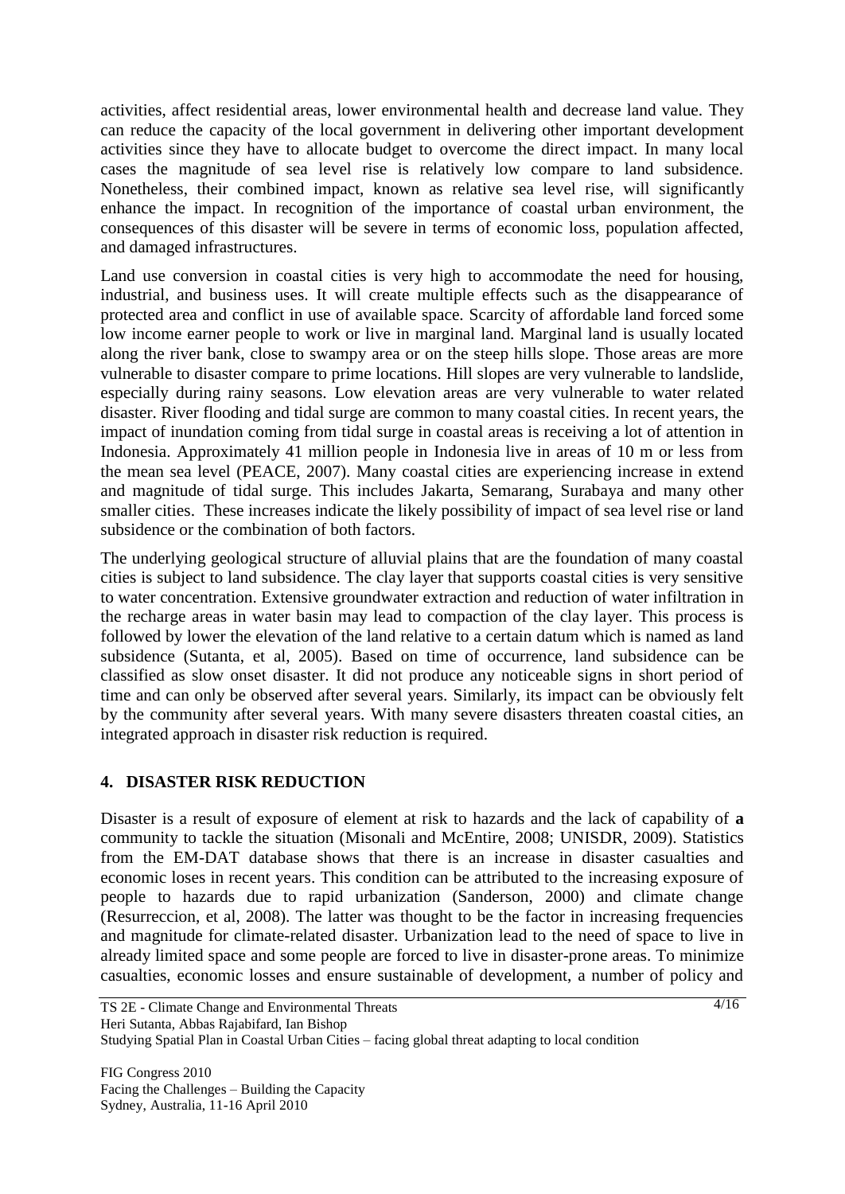activities, affect residential areas, lower environmental health and decrease land value. They can reduce the capacity of the local government in delivering other important development activities since they have to allocate budget to overcome the direct impact. In many local cases the magnitude of sea level rise is relatively low compare to land subsidence. Nonetheless, their combined impact, known as relative sea level rise, will significantly enhance the impact. In recognition of the importance of coastal urban environment, the consequences of this disaster will be severe in terms of economic loss, population affected, and damaged infrastructures.

Land use conversion in coastal cities is very high to accommodate the need for housing, industrial, and business uses. It will create multiple effects such as the disappearance of protected area and conflict in use of available space. Scarcity of affordable land forced some low income earner people to work or live in marginal land. Marginal land is usually located along the river bank, close to swampy area or on the steep hills slope. Those areas are more vulnerable to disaster compare to prime locations. Hill slopes are very vulnerable to landslide, especially during rainy seasons. Low elevation areas are very vulnerable to water related disaster. River flooding and tidal surge are common to many coastal cities. In recent years, the impact of inundation coming from tidal surge in coastal areas is receiving a lot of attention in Indonesia. Approximately 41 million people in Indonesia live in areas of 10 m or less from the mean sea level (PEACE, 2007). Many coastal cities are experiencing increase in extend and magnitude of tidal surge. This includes Jakarta, Semarang, Surabaya and many other smaller cities. These increases indicate the likely possibility of impact of sea level rise or land subsidence or the combination of both factors.

The underlying geological structure of alluvial plains that are the foundation of many coastal cities is subject to land subsidence. The clay layer that supports coastal cities is very sensitive to water concentration. Extensive groundwater extraction and reduction of water infiltration in the recharge areas in water basin may lead to compaction of the clay layer. This process is followed by lower the elevation of the land relative to a certain datum which is named as land subsidence (Sutanta, et al, 2005). Based on time of occurrence, land subsidence can be classified as slow onset disaster. It did not produce any noticeable signs in short period of time and can only be observed after several years. Similarly, its impact can be obviously felt by the community after several years. With many severe disasters threaten coastal cities, an integrated approach in disaster risk reduction is required.

## 4. DISASTER RISK REDUCTION

Disaster is a result of exposure of element at risk to hazards and the lack of capability of **a** community to tackle the situation (Misonali and McEntire, 2008; UNISDR, 2009). Statistics from the EM-DAT database shows that there is an increase in disaster casualties and economic loses in recent years. This condition can be attributed to the increasing exposure of people to hazards due to rapid urbanization (Sanderson, 2000) and climate change (Resurreccion, et al, 2008). The latter was thought to be the factor in increasing frequencies and magnitude for climate-related disaster. Urbanization lead to the need of space to live in already limited space and some people are forced to live in disaster-prone areas. To minimize casualties, economic losses and ensure sustainable of development, a number of policy and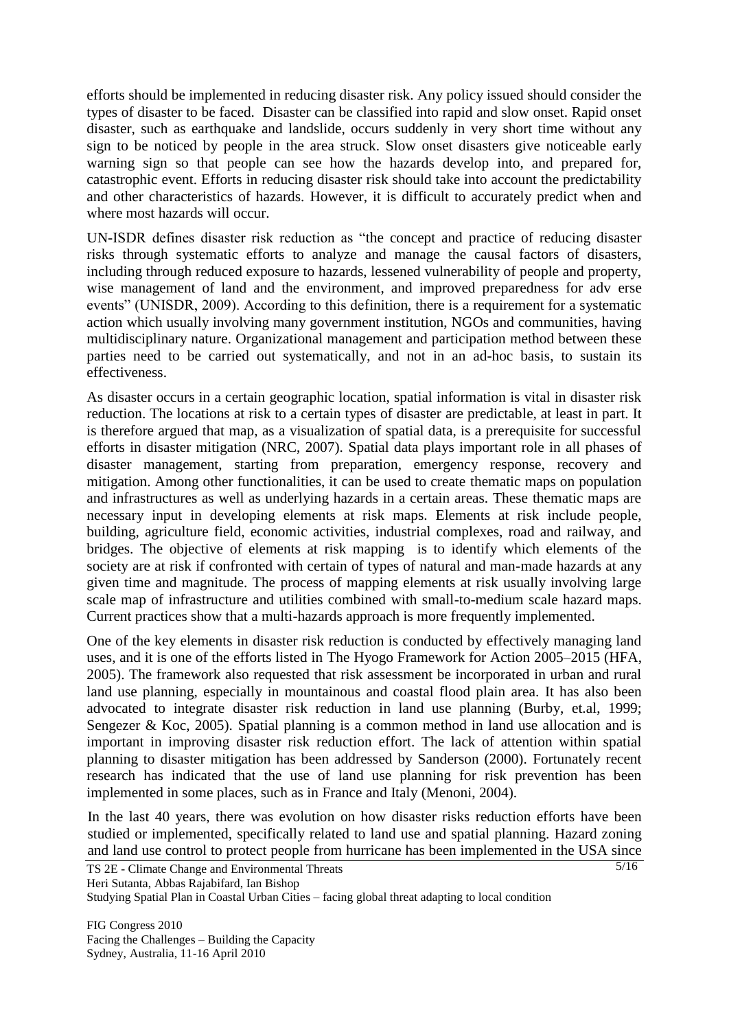efforts should be implemented in reducing disaster risk. Any policy issued should consider the types of disaster to be faced. Disaster can be classified into rapid and slow onset. Rapid onset disaster, such as earthquake and landslide, occurs suddenly in very short time without any sign to be noticed by people in the area struck. Slow onset disasters give noticeable early warning sign so that people can see how the hazards develop into, and prepared for, catastrophic event. Efforts in reducing disaster risk should take into account the predictability and other characteristics of hazards. However, it is difficult to accurately predict when and where most hazards will occur.

UN-ISDR defines disaster risk reduction as "the concept and practice of reducing disaster risks through systematic efforts to analyze and manage the causal factors of disasters, including through reduced exposure to hazards, lessened vulnerability of people and property, wise management of land and the environment, and improved preparedness for adv erse events" (UNISDR, 2009). According to this definition, there is a requirement for a systematic action which usually involving many government institution, NGOs and communities, having multidisciplinary nature. Organizational management and participation method between these parties need to be carried out systematically, and not in an ad-hoc basis, to sustain its effectiveness.

As disaster occurs in a certain geographic location, spatial information is vital in disaster risk reduction. The locations at risk to a certain types of disaster are predictable, at least in part. It is therefore argued that map, as a visualization of spatial data, is a prerequisite for successful efforts in disaster mitigation (NRC, 2007). Spatial data plays important role in all phases of disaster management, starting from preparation, emergency response, recovery and mitigation. Among other functionalities, it can be used to create thematic maps on population and infrastructures as well as underlying hazards in a certain areas. These thematic maps are necessary input in developing elements at risk maps. Elements at risk include people, building, agriculture field, economic activities, industrial complexes, road and railway, and bridges. The objective of elements at risk mapping is to identify which elements of the society are at risk if confronted with certain of types of natural and man-made hazards at any given time and magnitude. The process of mapping elements at risk usually involving large scale map of infrastructure and utilities combined with small-to-medium scale hazard maps. Current practices show that a multi-hazards approach is more frequently implemented.

One of the key elements in disaster risk reduction is conducted by effectively managing land uses, and it is one of the efforts listed in The Hyogo Framework for Action 2005–2015 (HFA, 2005). The framework also requested that risk assessment be incorporated in urban and rural land use planning, especially in mountainous and coastal flood plain area. It has also been advocated to integrate disaster risk reduction in land use planning (Burby, et.al, 1999; Sengezer & Koc, 2005). Spatial planning is a common method in land use allocation and is important in improving disaster risk reduction effort. The lack of attention within spatial planning to disaster mitigation has been addressed by Sanderson (2000). Fortunately recent research has indicated that the use of land use planning for risk prevention has been implemented in some places, such as in France and Italy (Menoni, 2004).

In the last 40 years, there was evolution on how disaster risks reduction efforts have been studied or implemented, specifically related to land use and spatial planning. Hazard zoning and land use control to protect people from hurricane has been implemented in the USA since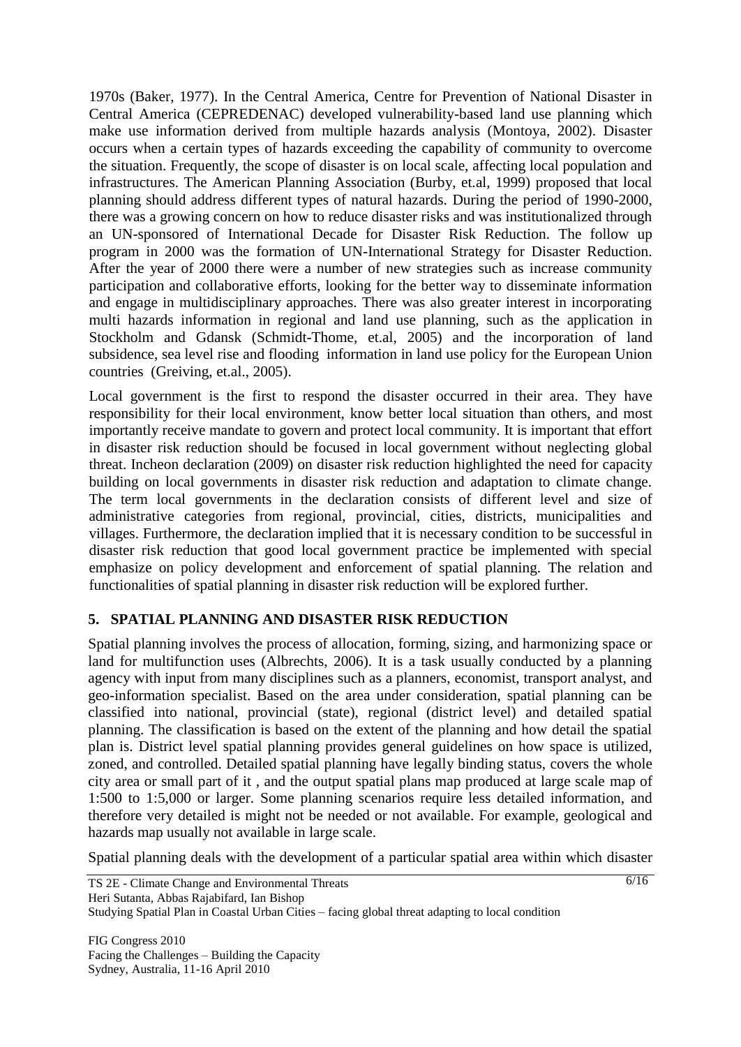1970s (Baker, 1977). In the Central America, Centre for Prevention of National Disaster in Central America (CEPREDENAC) developed vulnerability-based land use planning which make use information derived from multiple hazards analysis (Montoya, 2002). Disaster occurs when a certain types of hazards exceeding the capability of community to overcome the situation. Frequently, the scope of disaster is on local scale, affecting local population and infrastructures. The American Planning Association (Burby, et.al, 1999) proposed that local planning should address different types of natural hazards. During the period of 1990-2000, there was a growing concern on how to reduce disaster risks and was institutionalized through an UN-sponsored of International Decade for Disaster Risk Reduction. The follow up program in 2000 was the formation of UN-International Strategy for Disaster Reduction. After the year of 2000 there were a number of new strategies such as increase community participation and collaborative efforts, looking for the better way to disseminate information and engage in multidisciplinary approaches. There was also greater interest in incorporating multi hazards information in regional and land use planning, such as the application in Stockholm and Gdansk (Schmidt-Thome, et.al, 2005) and the incorporation of land subsidence, sea level rise and flooding information in land use policy for the European Union countries (Greiving, et.al., 2005).

Local government is the first to respond the disaster occurred in their area. They have responsibility for their local environment, know better local situation than others, and most importantly receive mandate to govern and protect local community. It is important that effort in disaster risk reduction should be focused in local government without neglecting global threat. Incheon declaration (2009) on disaster risk reduction highlighted the need for capacity building on local governments in disaster risk reduction and adaptation to climate change. The term local governments in the declaration consists of different level and size of administrative categories from regional, provincial, cities, districts, municipalities and villages. Furthermore, the declaration implied that it is necessary condition to be successful in disaster risk reduction that good local government practice be implemented with special emphasize on policy development and enforcement of spatial planning. The relation and functionalities of spatial planning in disaster risk reduction will be explored further.

## 5. SPATIAL PLANNING AND DISASTER RISK REDUCTION

Spatial planning involves the process of allocation, forming, sizing, and harmonizing space or land for multifunction uses (Albrechts, 2006). It is a task usually conducted by a planning agency with input from many disciplines such as a planners, economist, transport analyst, and geo-information specialist. Based on the area under consideration, spatial planning can be classified into national, provincial (state), regional (district level) and detailed spatial planning. The classification is based on the extent of the planning and how detail the spatial plan is. District level spatial planning provides general guidelines on how space is utilized, zoned, and controlled. Detailed spatial planning have legally binding status, covers the whole city area or small part of it , and the output spatial plans map produced at large scale map of 1:500 to 1:5,000 or larger. Some planning scenarios require less detailed information, and therefore very detailed is might not be needed or not available. For example, geological and hazards map usually not available in large scale.

Spatial planning deals with the development of a particular spatial area within which disaster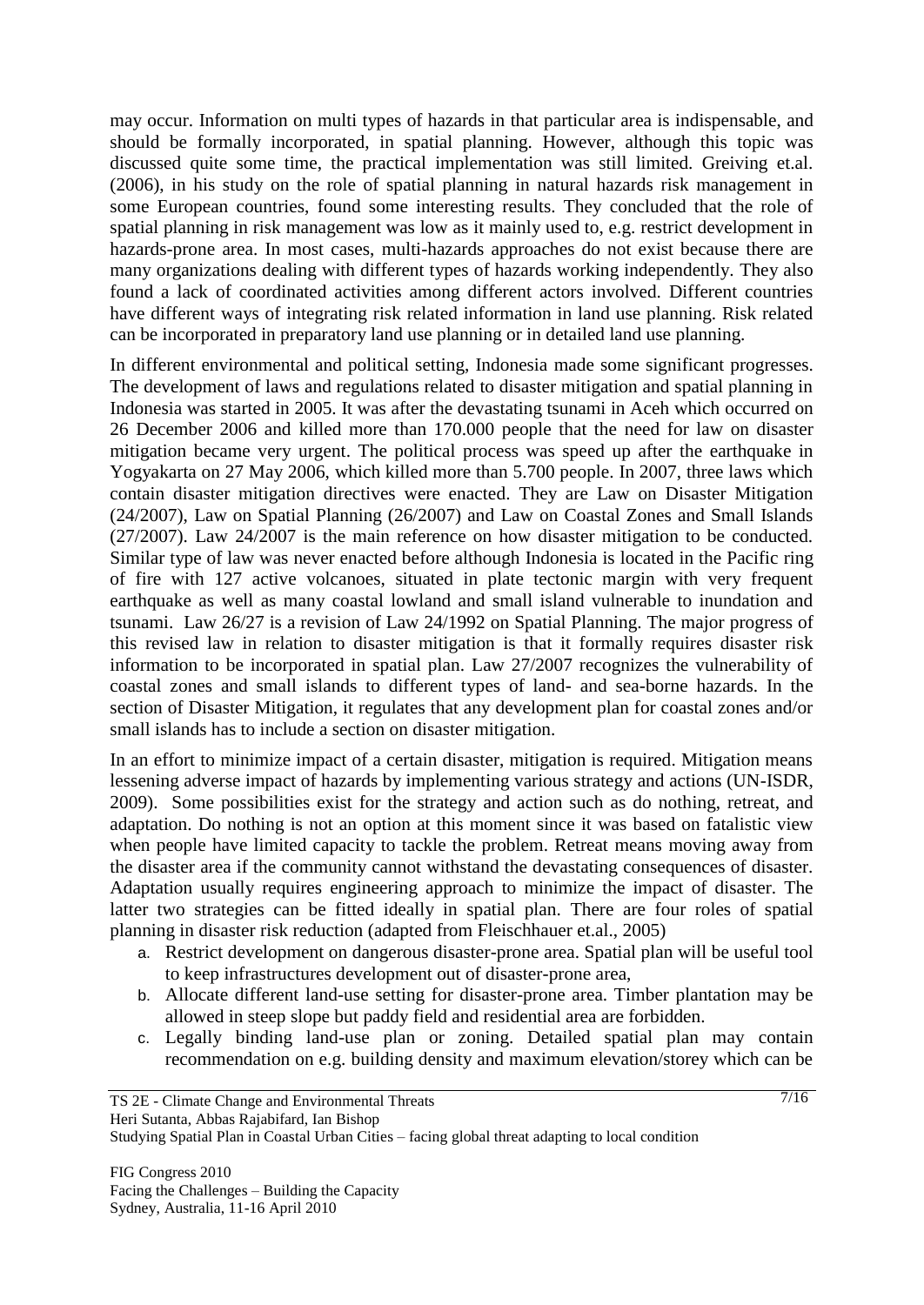may occur. Information on multi types of hazards in that particular area is indispensable, and should be formally incorporated, in spatial planning. However, although this topic was discussed quite some time, the practical implementation was still limited. Greiving et.al. (2006), in his study on the role of spatial planning in natural hazards risk management in some European countries, found some interesting results. They concluded that the role of spatial planning in risk management was low as it mainly used to, e.g. restrict development in hazards-prone area. In most cases, multi-hazards approaches do not exist because there are many organizations dealing with different types of hazards working independently. They also found a lack of coordinated activities among different actors involved. Different countries have different ways of integrating risk related information in land use planning. Risk related can be incorporated in preparatory land use planning or in detailed land use planning.

In different environmental and political setting, Indonesia made some significant progresses. The development of laws and regulations related to disaster mitigation and spatial planning in Indonesia was started in 2005. It was after the devastating tsunami in Aceh which occurred on 26 December 2006 and killed more than 170.000 people that the need for law on disaster mitigation became very urgent. The political process was speed up after the earthquake in Yogyakarta on 27 May 2006, which killed more than 5.700 people. In 2007, three laws which contain disaster mitigation directives were enacted. They are Law on Disaster Mitigation (24/2007), Law on Spatial Planning (26/2007) and Law on Coastal Zones and Small Islands (27/2007). Law 24/2007 is the main reference on how disaster mitigation to be conducted. Similar type of law was never enacted before although Indonesia is located in the Pacific ring of fire with 127 active volcanoes, situated in plate tectonic margin with very frequent earthquake as well as many coastal lowland and small island vulnerable to inundation and tsunami. Law 26/27 is a revision of Law 24/1992 on Spatial Planning. The major progress of this revised law in relation to disaster mitigation is that it formally requires disaster risk information to be incorporated in spatial plan. Law 27/2007 recognizes the vulnerability of coastal zones and small islands to different types of land- and sea-borne hazards. In the section of Disaster Mitigation, it regulates that any development plan for coastal zones and/or small islands has to include a section on disaster mitigation.

In an effort to minimize impact of a certain disaster, mitigation is required. Mitigation means lessening adverse impact of hazards by implementing various strategy and actions (UN-ISDR, 2009). Some possibilities exist for the strategy and action such as do nothing, retreat, and adaptation. Do nothing is not an option at this moment since it was based on fatalistic view when people have limited capacity to tackle the problem. Retreat means moving away from the disaster area if the community cannot withstand the devastating consequences of disaster. Adaptation usually requires engineering approach to minimize the impact of disaster. The latter two strategies can be fitted ideally in spatial plan. There are four roles of spatial planning in disaster risk reduction (adapted from Fleischhauer et.al., 2005)

a. Restrict development on dangerous disaster-prone area. Spatial plan will be useful tool to keep infrastructures development out of disaster-prone area,
b. Allocate different land-use setting for disaster-prone area. Timber plantation may be allowed in steep slope but paddy field and residential area are forbidden.
c. Legally binding land-use plan or zoning. Detailed spatial plan may contain recommendation on e.g. building density and maximum elevation/storey which can be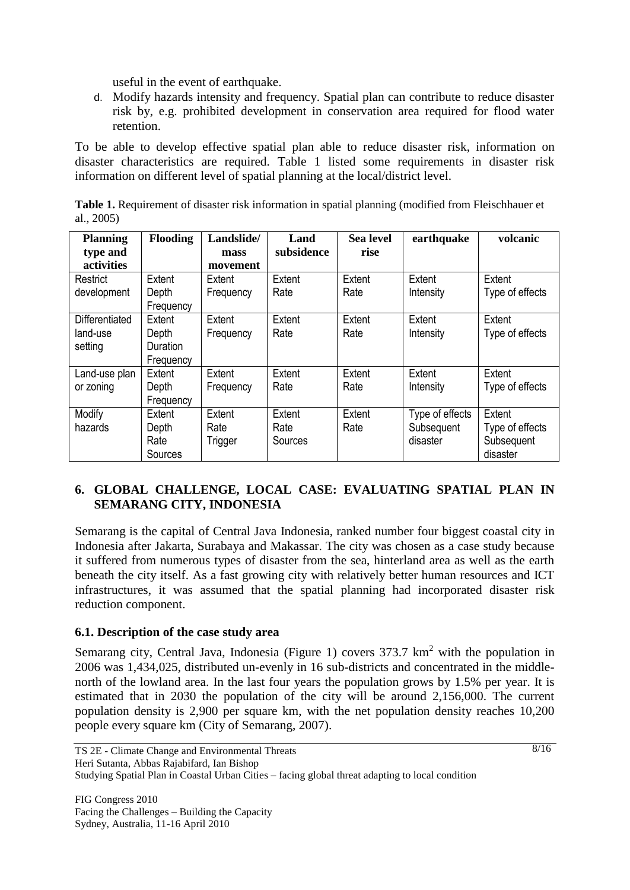useful in the event of earthquake.

d. Modify hazards intensity and frequency. Spatial plan can contribute to reduce disaster risk by, e.g. prohibited development in conservation area required for flood water retention.

To be able to develop effective spatial plan able to reduce disaster risk, information on disaster characteristics are required. Table 1 listed some requirements in disaster risk information on different level of spatial planning at the local/district level.

**Table 1.** Requirement of disaster risk information in spatial planning (modified from Fleischhauer et al., 2005)

| Planning type and activities | Flooding | Landslide/ mass movement | Land subsidence | Sea level rise | earthquake | volcanic |
|---|---|---|---|---|---|---|
| Restrict development | Extent<br>Depth<br>Frequency | Extent<br>Frequency | Extent<br>Rate | Extent<br>Rate | Extent<br>Intensity | Extent<br>Type of effects |
| Differentiated land-use setting | Extent<br>Depth<br>Duration<br>Frequency | Extent<br>Frequency | Extent<br>Rate | Extent<br>Rate | Extent<br>Intensity | Extent<br>Type of effects |
| Land-use plan or zoning | Extent<br>Depth<br>Frequency | Extent<br>Frequency | Extent<br>Rate | Extent<br>Rate | Extent<br>Intensity | Extent<br>Type of effects |
| Modify hazards | Extent<br>Depth<br>Rate<br>Sources | Extent<br>Rate<br>Trigger | Extent<br>Rate<br>Sources | Extent<br>Rate | Type of effects<br>Subsequent disaster | Extent<br>Type of effects<br>Subsequent disaster |

## 6. GLOBAL CHALLENGE, LOCAL CASE: EVALUATING SPATIAL PLAN IN SEMARANG CITY, INDONESIA

Semarang is the capital of Central Java Indonesia, ranked number four biggest coastal city in Indonesia after Jakarta, Surabaya and Makassar. The city was chosen as a case study because it suffered from numerous types of disaster from the sea, hinterland area as well as the earth beneath the city itself. As a fast growing city with relatively better human resources and ICT infrastructures, it was assumed that the spatial planning had incorporated disaster risk reduction component.

### 6.1. Description of the case study area

Semarang city, Central Java, Indonesia (Figure 1) covers 373.7 km$^2$ with the population in 2006 was 1,434,025, distributed un-evenly in 16 sub-districts and concentrated in the middle-north of the lowland area. In the last four years the population grows by 1.5% per year. It is estimated that in 2030 the population of the city will be around 2,156,000. The current population density is 2,900 per square km, with the net population density reaches 10,200 people every square km (City of Semarang, 2007).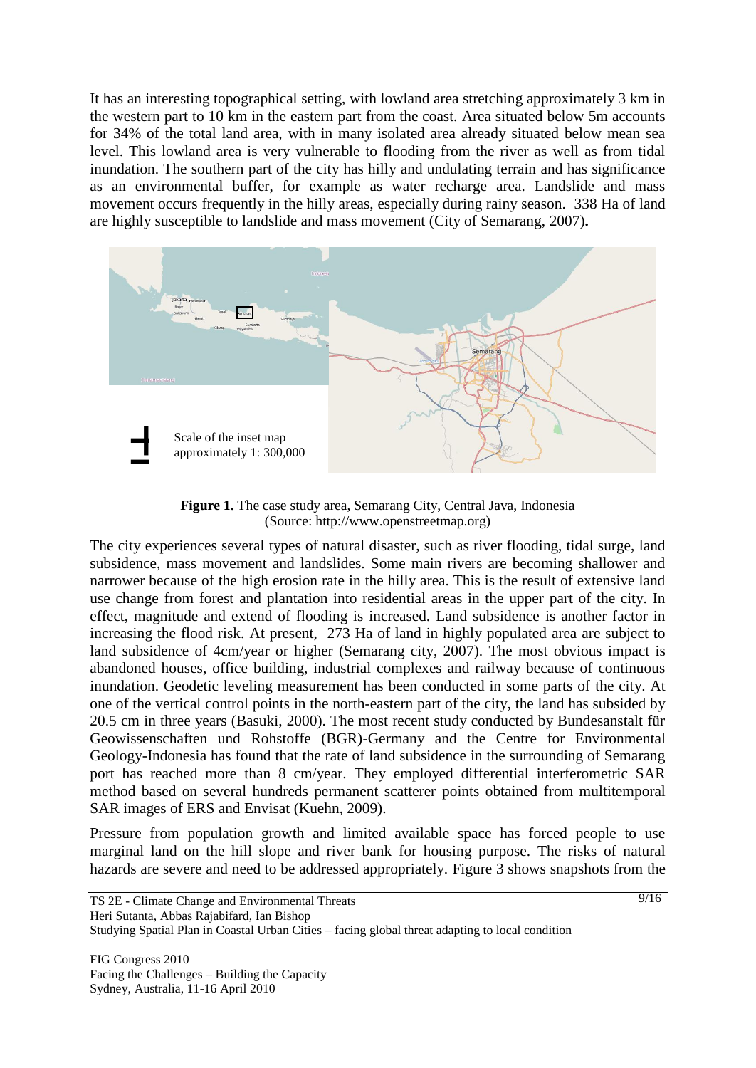It has an interesting topographical setting, with lowland area stretching approximately 3 km in the western part to 10 km in the eastern part from the coast. Area situated below 5m accounts for 34% of the total land area, with in many isolated area already situated below mean sea level. This lowland area is very vulnerable to flooding from the river as well as from tidal inundation. The southern part of the city has hilly and undulating terrain and has significance as an environmental buffer, for example as water recharge area. Landslide and mass movement occurs frequently in the hilly areas, especially during rainy season. 338 Ha of land are highly susceptible to landslide and mass movement (City of Semarang, 2007)**.**

Scale of the inset map approximately 1: 300,000

**Figure 1.** The case study area, Semarang City, Central Java, Indonesia (Source: http://www.openstreetmap.org)

The city experiences several types of natural disaster, such as river flooding, tidal surge, land subsidence, mass movement and landslides. Some main rivers are becoming shallower and narrower because of the high erosion rate in the hilly area. This is the result of extensive land use change from forest and plantation into residential areas in the upper part of the city. In effect, magnitude and extend of flooding is increased. Land subsidence is another factor in increasing the flood risk. At present, 273 Ha of land in highly populated area are subject to land subsidence of 4cm/year or higher (Semarang city, 2007). The most obvious impact is abandoned houses, office building, industrial complexes and railway because of continuous inundation. Geodetic leveling measurement has been conducted in some parts of the city. At one of the vertical control points in the north-eastern part of the city, the land has subsided by 20.5 cm in three years (Basuki, 2000). The most recent study conducted by Bundesanstalt für Geowissenschaften und Rohstoffe (BGR)-Germany and the Centre for Environmental Geology-Indonesia has found that the rate of land subsidence in the surrounding of Semarang port has reached more than 8 cm/year. They employed differential interferometric SAR method based on several hundreds permanent scatterer points obtained from multitemporal SAR images of ERS and Envisat (Kuehn, 2009).

Pressure from population growth and limited available space has forced people to use marginal land on the hill slope and river bank for housing purpose. The risks of natural hazards are severe and need to be addressed appropriately. Figure 3 shows snapshots from the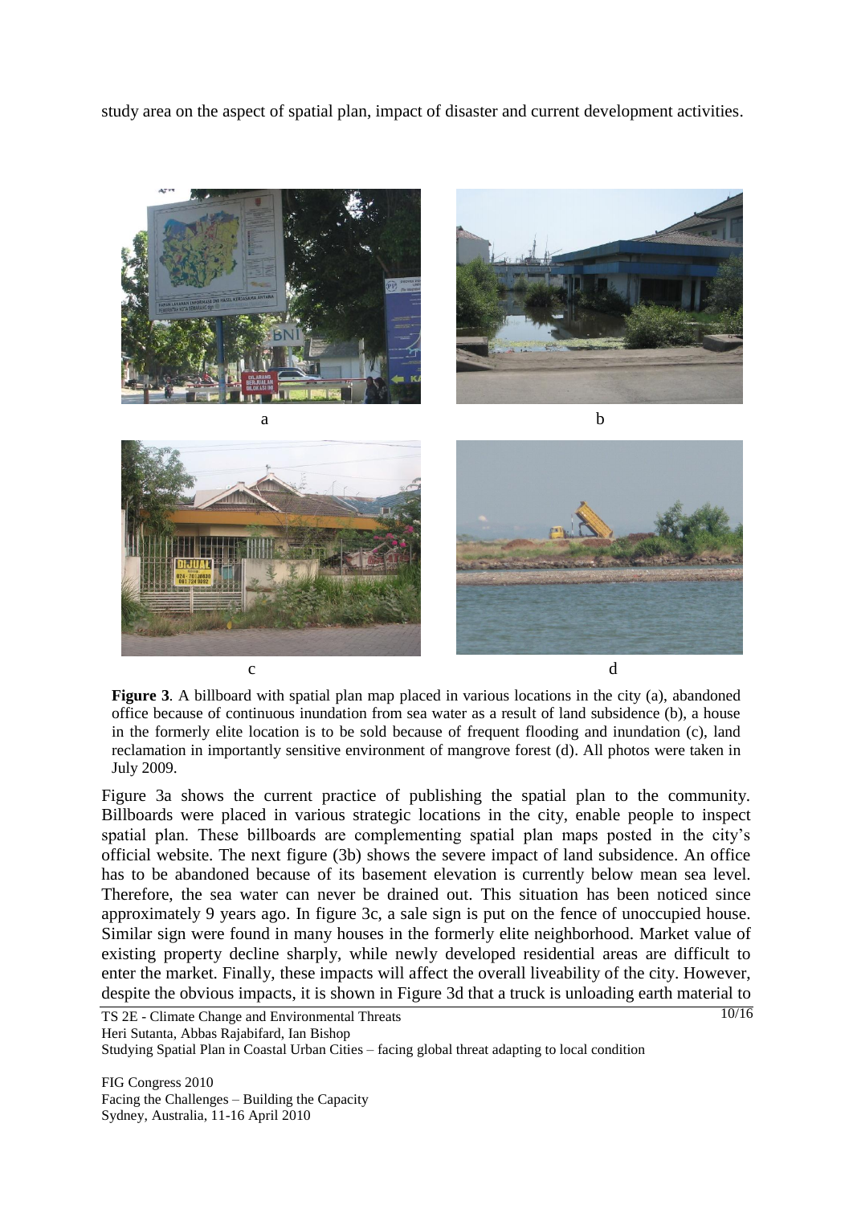study area on the aspect of spatial plan, impact of disaster and current development activities.

a

b

c

d

**Figure 3**. A billboard with spatial plan map placed in various locations in the city (a), abandoned office because of continuous inundation from sea water as a result of land subsidence (b), a house in the formerly elite location is to be sold because of frequent flooding and inundation (c), land reclamation in importantly sensitive environment of mangrove forest (d). All photos were taken in July 2009.

Figure 3a shows the current practice of publishing the spatial plan to the community. Billboards were placed in various strategic locations in the city, enable people to inspect spatial plan. These billboards are complementing spatial plan maps posted in the city's official website. The next figure (3b) shows the severe impact of land subsidence. An office has to be abandoned because of its basement elevation is currently below mean sea level. Therefore, the sea water can never be drained out. This situation has been noticed since approximately 9 years ago. In figure 3c, a sale sign is put on the fence of unoccupied house. Similar sign were found in many houses in the formerly elite neighborhood. Market value of existing property decline sharply, while newly developed residential areas are difficult to enter the market. Finally, these impacts will affect the overall liveability of the city. However, despite the obvious impacts, it is shown in Figure 3d that a truck is unloading earth material to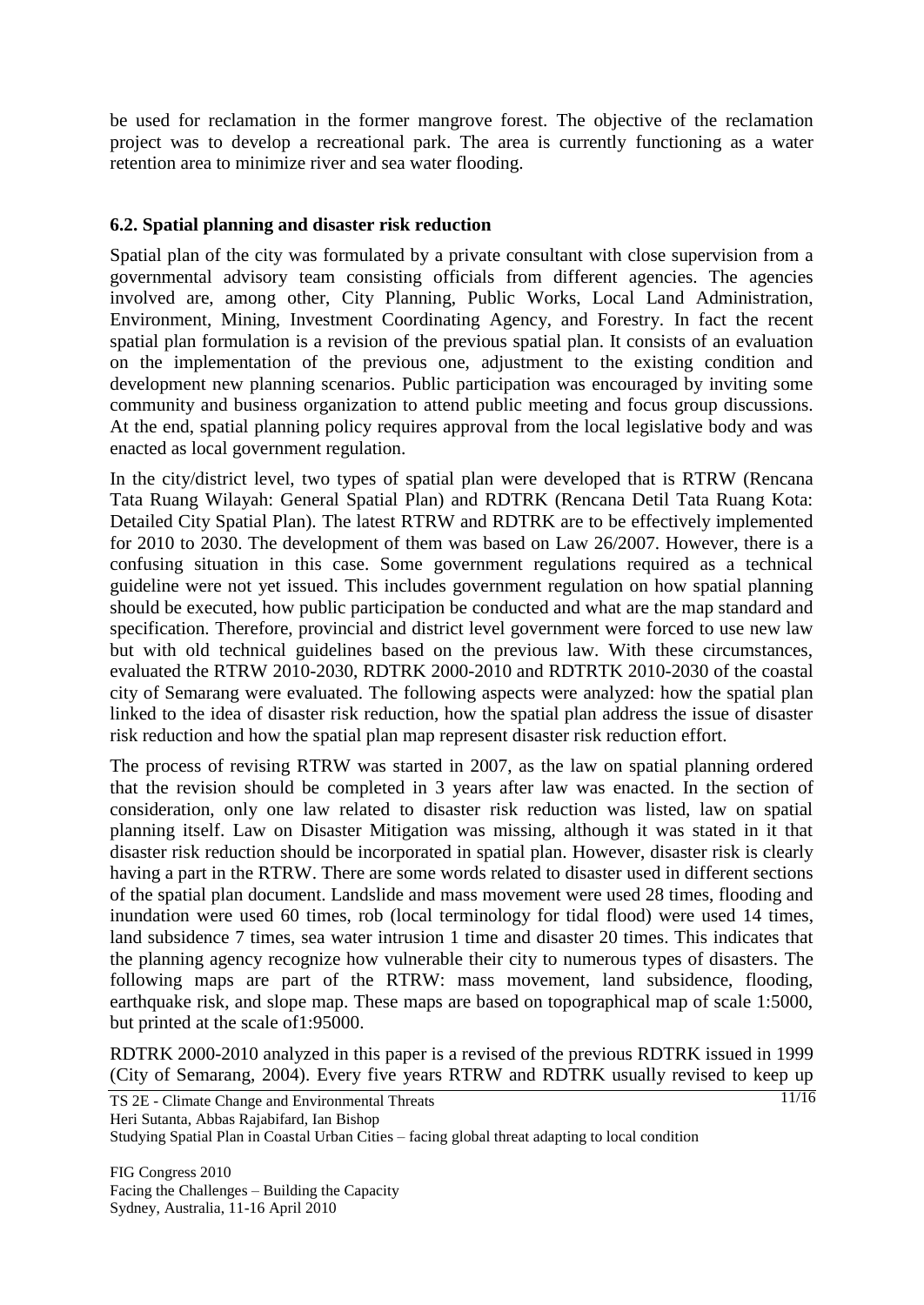be used for reclamation in the former mangrove forest. The objective of the reclamation project was to develop a recreational park. The area is currently functioning as a water retention area to minimize river and sea water flooding.

### 6.2. Spatial planning and disaster risk reduction

Spatial plan of the city was formulated by a private consultant with close supervision from a governmental advisory team consisting officials from different agencies. The agencies involved are, among other, City Planning, Public Works, Local Land Administration, Environment, Mining, Investment Coordinating Agency, and Forestry. In fact the recent spatial plan formulation is a revision of the previous spatial plan. It consists of an evaluation on the implementation of the previous one, adjustment to the existing condition and development new planning scenarios. Public participation was encouraged by inviting some community and business organization to attend public meeting and focus group discussions. At the end, spatial planning policy requires approval from the local legislative body and was enacted as local government regulation.

In the city/district level, two types of spatial plan were developed that is RTRW (Rencana Tata Ruang Wilayah: General Spatial Plan) and RDTRK (Rencana Detil Tata Ruang Kota: Detailed City Spatial Plan). The latest RTRW and RDTRK are to be effectively implemented for 2010 to 2030. The development of them was based on Law 26/2007. However, there is a confusing situation in this case. Some government regulations required as a technical guideline were not yet issued. This includes government regulation on how spatial planning should be executed, how public participation be conducted and what are the map standard and specification. Therefore, provincial and district level government were forced to use new law but with old technical guidelines based on the previous law. With these circumstances, evaluated the RTRW 2010-2030, RDTRK 2000-2010 and RDTRTK 2010-2030 of the coastal city of Semarang were evaluated. The following aspects were analyzed: how the spatial plan linked to the idea of disaster risk reduction, how the spatial plan address the issue of disaster risk reduction and how the spatial plan map represent disaster risk reduction effort.

The process of revising RTRW was started in 2007, as the law on spatial planning ordered that the revision should be completed in 3 years after law was enacted. In the section of consideration, only one law related to disaster risk reduction was listed, law on spatial planning itself. Law on Disaster Mitigation was missing, although it was stated in it that disaster risk reduction should be incorporated in spatial plan. However, disaster risk is clearly having a part in the RTRW. There are some words related to disaster used in different sections of the spatial plan document. Landslide and mass movement were used 28 times, flooding and inundation were used 60 times, rob (local terminology for tidal flood) were used 14 times, land subsidence 7 times, sea water intrusion 1 time and disaster 20 times. This indicates that the planning agency recognize how vulnerable their city to numerous types of disasters. The following maps are part of the RTRW: mass movement, land subsidence, flooding, earthquake risk, and slope map. These maps are based on topographical map of scale 1:5000, but printed at the scale of1:95000.

RDTRK 2000-2010 analyzed in this paper is a revised of the previous RDTRK issued in 1999 (City of Semarang, 2004). Every five years RTRW and RDTRK usually revised to keep up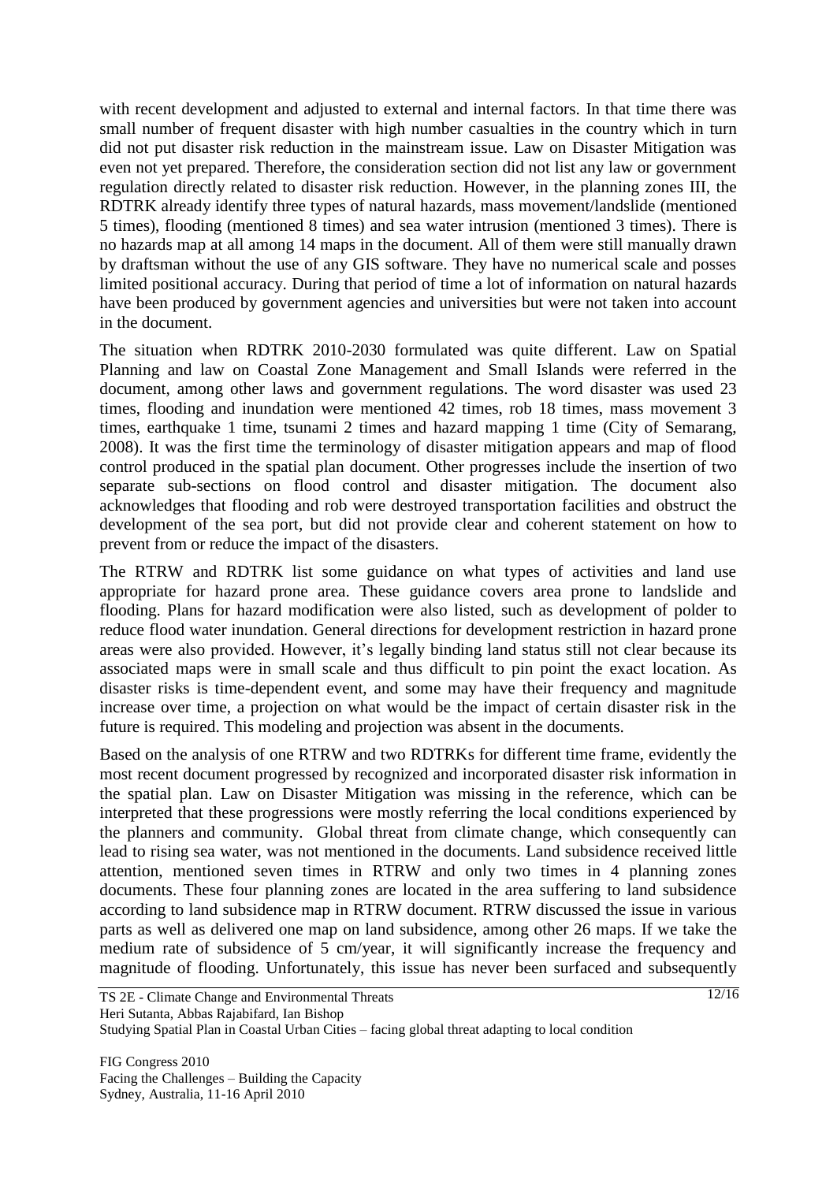with recent development and adjusted to external and internal factors. In that time there was small number of frequent disaster with high number casualties in the country which in turn did not put disaster risk reduction in the mainstream issue. Law on Disaster Mitigation was even not yet prepared. Therefore, the consideration section did not list any law or government regulation directly related to disaster risk reduction. However, in the planning zones III, the RDTRK already identify three types of natural hazards, mass movement/landslide (mentioned 5 times), flooding (mentioned 8 times) and sea water intrusion (mentioned 3 times). There is no hazards map at all among 14 maps in the document. All of them were still manually drawn by draftsman without the use of any GIS software. They have no numerical scale and posses limited positional accuracy. During that period of time a lot of information on natural hazards have been produced by government agencies and universities but were not taken into account in the document.

The situation when RDTRK 2010-2030 formulated was quite different. Law on Spatial Planning and law on Coastal Zone Management and Small Islands were referred in the document, among other laws and government regulations. The word disaster was used 23 times, flooding and inundation were mentioned 42 times, rob 18 times, mass movement 3 times, earthquake 1 time, tsunami 2 times and hazard mapping 1 time (City of Semarang, 2008). It was the first time the terminology of disaster mitigation appears and map of flood control produced in the spatial plan document. Other progresses include the insertion of two separate sub-sections on flood control and disaster mitigation. The document also acknowledges that flooding and rob were destroyed transportation facilities and obstruct the development of the sea port, but did not provide clear and coherent statement on how to prevent from or reduce the impact of the disasters.

The RTRW and RDTRK list some guidance on what types of activities and land use appropriate for hazard prone area. These guidance covers area prone to landslide and flooding. Plans for hazard modification were also listed, such as development of polder to reduce flood water inundation. General directions for development restriction in hazard prone areas were also provided. However, it's legally binding land status still not clear because its associated maps were in small scale and thus difficult to pin point the exact location. As disaster risks is time-dependent event, and some may have their frequency and magnitude increase over time, a projection on what would be the impact of certain disaster risk in the future is required. This modeling and projection was absent in the documents.

Based on the analysis of one RTRW and two RDTRKs for different time frame, evidently the most recent document progressed by recognized and incorporated disaster risk information in the spatial plan. Law on Disaster Mitigation was missing in the reference, which can be interpreted that these progressions were mostly referring the local conditions experienced by the planners and community. Global threat from climate change, which consequently can lead to rising sea water, was not mentioned in the documents. Land subsidence received little attention, mentioned seven times in RTRW and only two times in 4 planning zones documents. These four planning zones are located in the area suffering to land subsidence according to land subsidence map in RTRW document. RTRW discussed the issue in various parts as well as delivered one map on land subsidence, among other 26 maps. If we take the medium rate of subsidence of 5 cm/year, it will significantly increase the frequency and magnitude of flooding. Unfortunately, this issue has never been surfaced and subsequently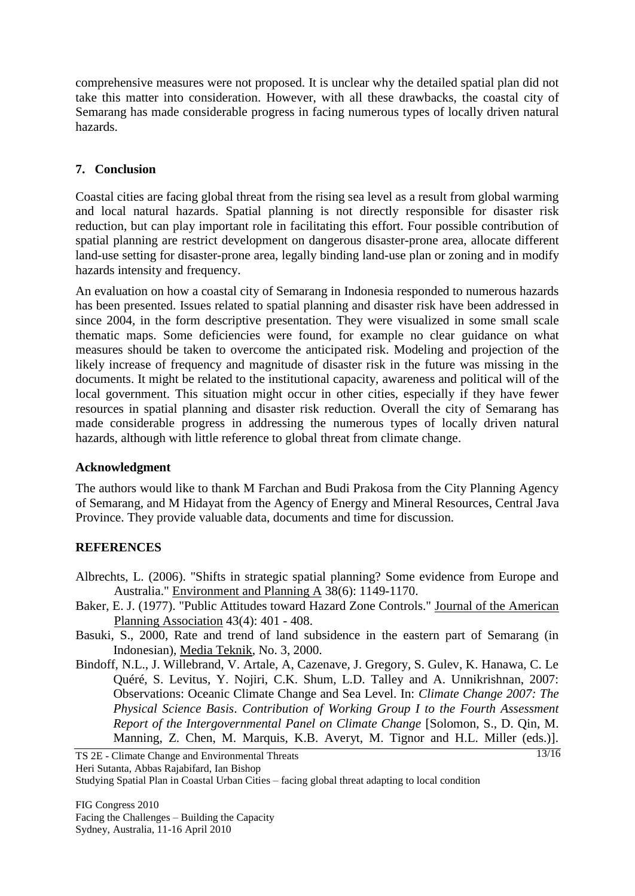comprehensive measures were not proposed. It is unclear why the detailed spatial plan did not take this matter into consideration. However, with all these drawbacks, the coastal city of Semarang has made considerable progress in facing numerous types of locally driven natural hazards.

## 7. Conclusion

Coastal cities are facing global threat from the rising sea level as a result from global warming and local natural hazards. Spatial planning is not directly responsible for disaster risk reduction, but can play important role in facilitating this effort. Four possible contribution of spatial planning are restrict development on dangerous disaster-prone area, allocate different land-use setting for disaster-prone area, legally binding land-use plan or zoning and in modify hazards intensity and frequency.

An evaluation on how a coastal city of Semarang in Indonesia responded to numerous hazards has been presented. Issues related to spatial planning and disaster risk have been addressed in since 2004, in the form descriptive presentation. They were visualized in some small scale thematic maps. Some deficiencies were found, for example no clear guidance on what measures should be taken to overcome the anticipated risk. Modeling and projection of the likely increase of frequency and magnitude of disaster risk in the future was missing in the documents. It might be related to the institutional capacity, awareness and political will of the local government. This situation might occur in other cities, especially if they have fewer resources in spatial planning and disaster risk reduction. Overall the city of Semarang has made considerable progress in addressing the numerous types of locally driven natural hazards, although with little reference to global threat from climate change.

## Acknowledgment

The authors would like to thank M Farchan and Budi Prakosa from the City Planning Agency of Semarang, and M Hidayat from the Agency of Energy and Mineral Resources, Central Java Province. They provide valuable data, documents and time for discussion.

## REFERENCES

Albrechts, L. (2006). "Shifts in strategic spatial planning? Some evidence from Europe and Australia." Environment and Planning A 38(6): 1149-1170.

Baker, E. J. (1977). "Public Attitudes toward Hazard Zone Controls." Journal of the American Planning Association 43(4): 401 - 408.

Basuki, S., 2000, Rate and trend of land subsidence in the eastern part of Semarang (in Indonesian), Media Teknik, No. 3, 2000.

Bindoff, N.L., J. Willebrand, V. Artale, A, Cazenave, J. Gregory, S. Gulev, K. Hanawa, C. Le Quéré, S. Levitus, Y. Nojiri, C.K. Shum, L.D. Talley and A. Unnikrishnan, 2007: Observations: Oceanic Climate Change and Sea Level. In: *Climate Change 2007: The Physical Science Basis. Contribution of Working Group I to the Fourth Assessment Report of the Intergovernmental Panel on Climate Change* [Solomon, S., D. Qin, M. Manning, Z. Chen, M. Marquis, K.B. Averyt, M. Tignor and H.L. Miller (eds.)].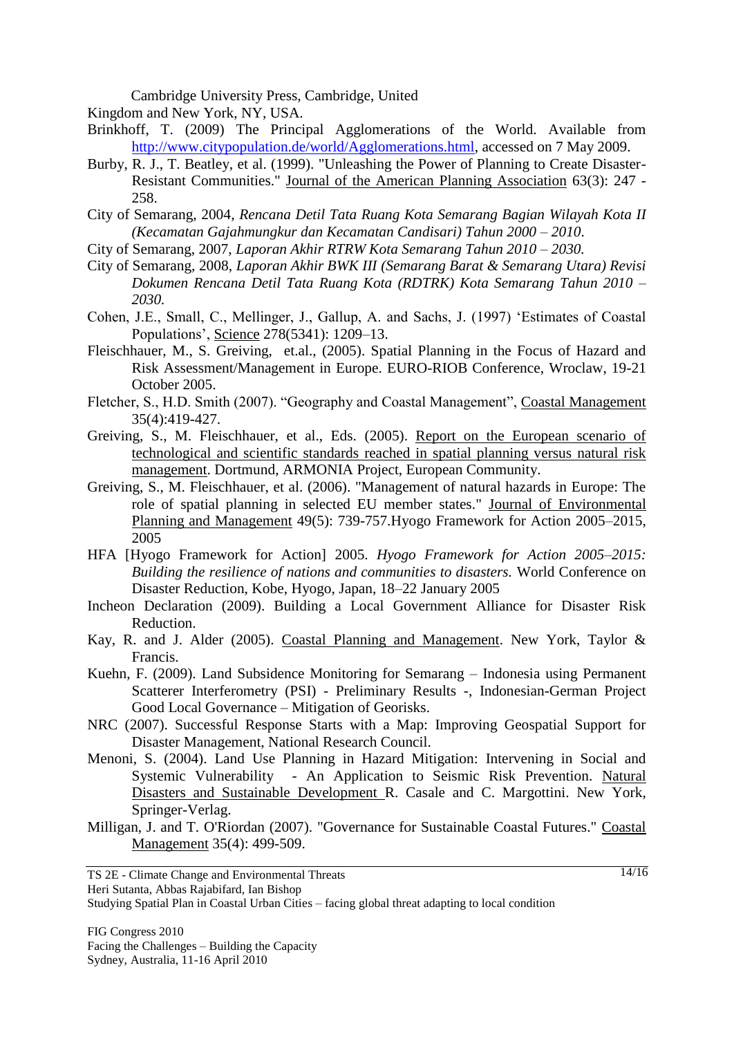Cambridge University Press, Cambridge, United Kingdom and New York, NY, USA.

Brinkhoff, T. (2009) The Principal Agglomerations of the World. Available from http://www.citypopulation.de/world/Agglomerations.html, accessed on 7 May 2009.

Burby, R. J., T. Beatley, et al. (1999). "Unleashing the Power of Planning to Create Disaster-Resistant Communities." Journal of the American Planning Association 63(3): 247 - 258.

City of Semarang, 2004, *Rencana Detil Tata Ruang Kota Semarang Bagian Wilayah Kota II (Kecamatan Gajahmungkur dan Kecamatan Candisari) Tahun 2000 – 2010*.

City of Semarang, 2007, *Laporan Akhir RTRW Kota Semarang Tahun 2010 – 2030.*

City of Semarang, 2008, *Laporan Akhir BWK III (Semarang Barat & Semarang Utara) Revisi Dokumen Rencana Detil Tata Ruang Kota (RDTRK) Kota Semarang Tahun 2010 – 2030.*

Cohen, J.E., Small, C., Mellinger, J., Gallup, A. and Sachs, J. (1997) 'Estimates of Coastal Populations', Science 278(5341): 1209–13.

Fleischhauer, M., S. Greiving, et.al., (2005). Spatial Planning in the Focus of Hazard and Risk Assessment/Management in Europe. EURO-RIOB Conference, Wroclaw, 19-21 October 2005.

Fletcher, S., H.D. Smith (2007). "Geography and Coastal Management", Coastal Management 35(4):419-427.

Greiving, S., M. Fleischhauer, et al., Eds. (2005). Report on the European scenario of technological and scientific standards reached in spatial planning versus natural risk management. Dortmund, ARMONIA Project, European Community.

Greiving, S., M. Fleischhauer, et al. (2006). "Management of natural hazards in Europe: The role of spatial planning in selected EU member states." Journal of Environmental Planning and Management 49(5): 739-757.Hyogo Framework for Action 2005–2015, 2005

HFA [Hyogo Framework for Action] 2005. *Hyogo Framework for Action 2005–2015: Building the resilience of nations and communities to disasters.* World Conference on Disaster Reduction, Kobe, Hyogo, Japan, 18–22 January 2005

Incheon Declaration (2009). Building a Local Government Alliance for Disaster Risk Reduction.

Kay, R. and J. Alder (2005). Coastal Planning and Management. New York, Taylor & Francis.

Kuehn, F. (2009). Land Subsidence Monitoring for Semarang – Indonesia using Permanent Scatterer Interferometry (PSI) - Preliminary Results -, Indonesian-German Project Good Local Governance – Mitigation of Georisks.

NRC (2007). Successful Response Starts with a Map: Improving Geospatial Support for Disaster Management, National Research Council.

Menoni, S. (2004). Land Use Planning in Hazard Mitigation: Intervening in Social and Systemic Vulnerability - An Application to Seismic Risk Prevention. Natural Disasters and Sustainable Development R. Casale and C. Margottini. New York, Springer-Verlag.

Milligan, J. and T. O'Riordan (2007). "Governance for Sustainable Coastal Futures." Coastal Management 35(4): 499-509.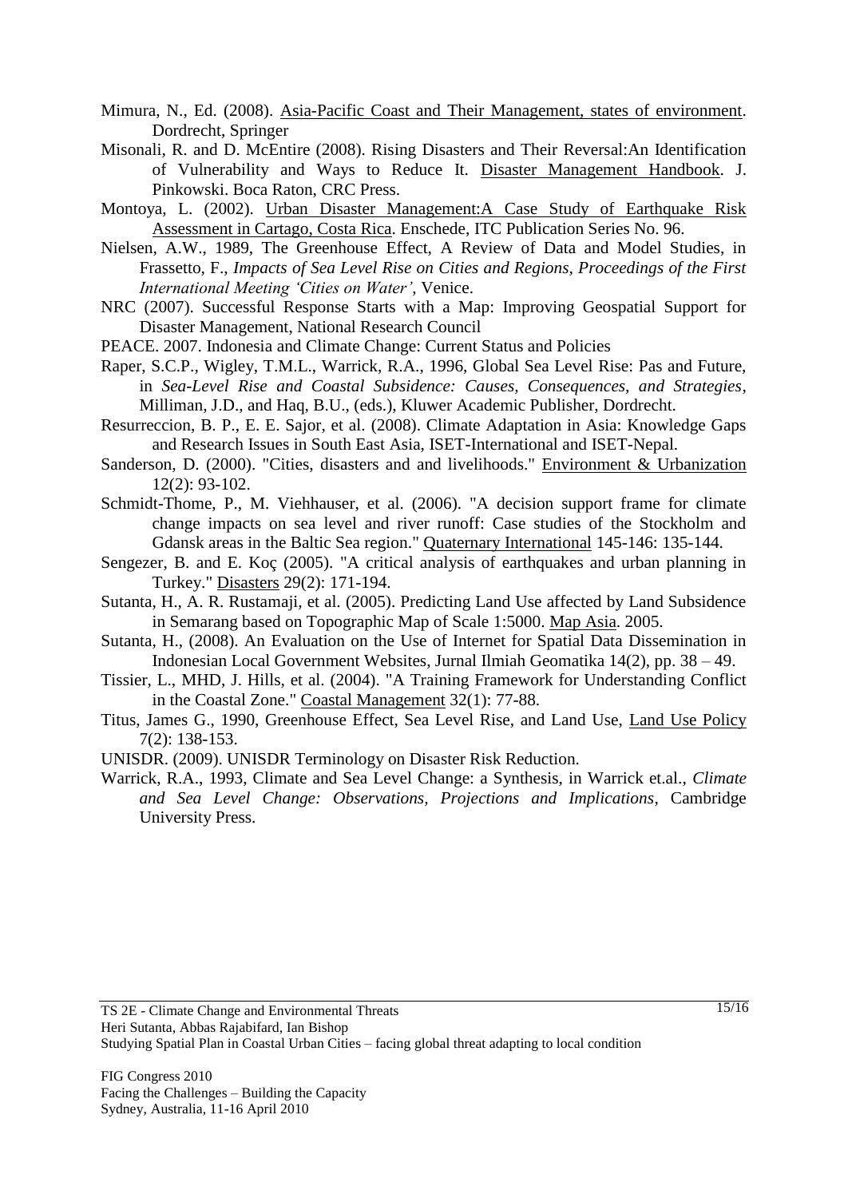Mimura, N., Ed. (2008). Asia-Pacific Coast and Their Management, states of environment. Dordrecht, Springer

Misonali, R. and D. McEntire (2008). Rising Disasters and Their Reversal:An Identification of Vulnerability and Ways to Reduce It. Disaster Management Handbook. J. Pinkowski. Boca Raton, CRC Press.

Montoya, L. (2002). Urban Disaster Management:A Case Study of Earthquake Risk Assessment in Cartago, Costa Rica. Enschede, ITC Publication Series No. 96.

Nielsen, A.W., 1989, The Greenhouse Effect, A Review of Data and Model Studies, in Frassetto, F., *Impacts of Sea Level Rise on Cities and Regions, Proceedings of the First International Meeting 'Cities on Water'*, Venice.

NRC (2007). Successful Response Starts with a Map: Improving Geospatial Support for Disaster Management, National Research Council

PEACE. 2007. Indonesia and Climate Change: Current Status and Policies

Raper, S.C.P., Wigley, T.M.L., Warrick, R.A., 1996, Global Sea Level Rise: Pas and Future, in *Sea-Level Rise and Coastal Subsidence: Causes, Consequences, and Strategies*, Milliman, J.D., and Haq, B.U., (eds.), Kluwer Academic Publisher, Dordrecht.

Resurreccion, B. P., E. E. Sajor, et al. (2008). Climate Adaptation in Asia: Knowledge Gaps and Research Issues in South East Asia, ISET-International and ISET-Nepal.

Sanderson, D. (2000). "Cities, disasters and and livelihoods." Environment & Urbanization 12(2): 93-102.

Schmidt-Thome, P., M. Viehhauser, et al. (2006). "A decision support frame for climate change impacts on sea level and river runoff: Case studies of the Stockholm and Gdansk areas in the Baltic Sea region." Quaternary International 145-146: 135-144.

Sengezer, B. and E. Koç (2005). "A critical analysis of earthquakes and urban planning in Turkey." Disasters 29(2): 171-194.

Sutanta, H., A. R. Rustamaji, et al. (2005). Predicting Land Use affected by Land Subsidence in Semarang based on Topographic Map of Scale 1:5000. Map Asia. 2005.

Sutanta, H., (2008). An Evaluation on the Use of Internet for Spatial Data Dissemination in Indonesian Local Government Websites, Jurnal Ilmiah Geomatika 14(2), pp. 38 – 49.

Tissier, L., MHD, J. Hills, et al. (2004). "A Training Framework for Understanding Conflict in the Coastal Zone." Coastal Management 32(1): 77-88.

Titus, James G., 1990, Greenhouse Effect, Sea Level Rise, and Land Use, Land Use Policy 7(2): 138-153.

UNISDR. (2009). UNISDR Terminology on Disaster Risk Reduction.

Warrick, R.A., 1993, Climate and Sea Level Change: a Synthesis, in Warrick et.al., *Climate and Sea Level Change: Observations, Projections and Implications*, Cambridge University Press.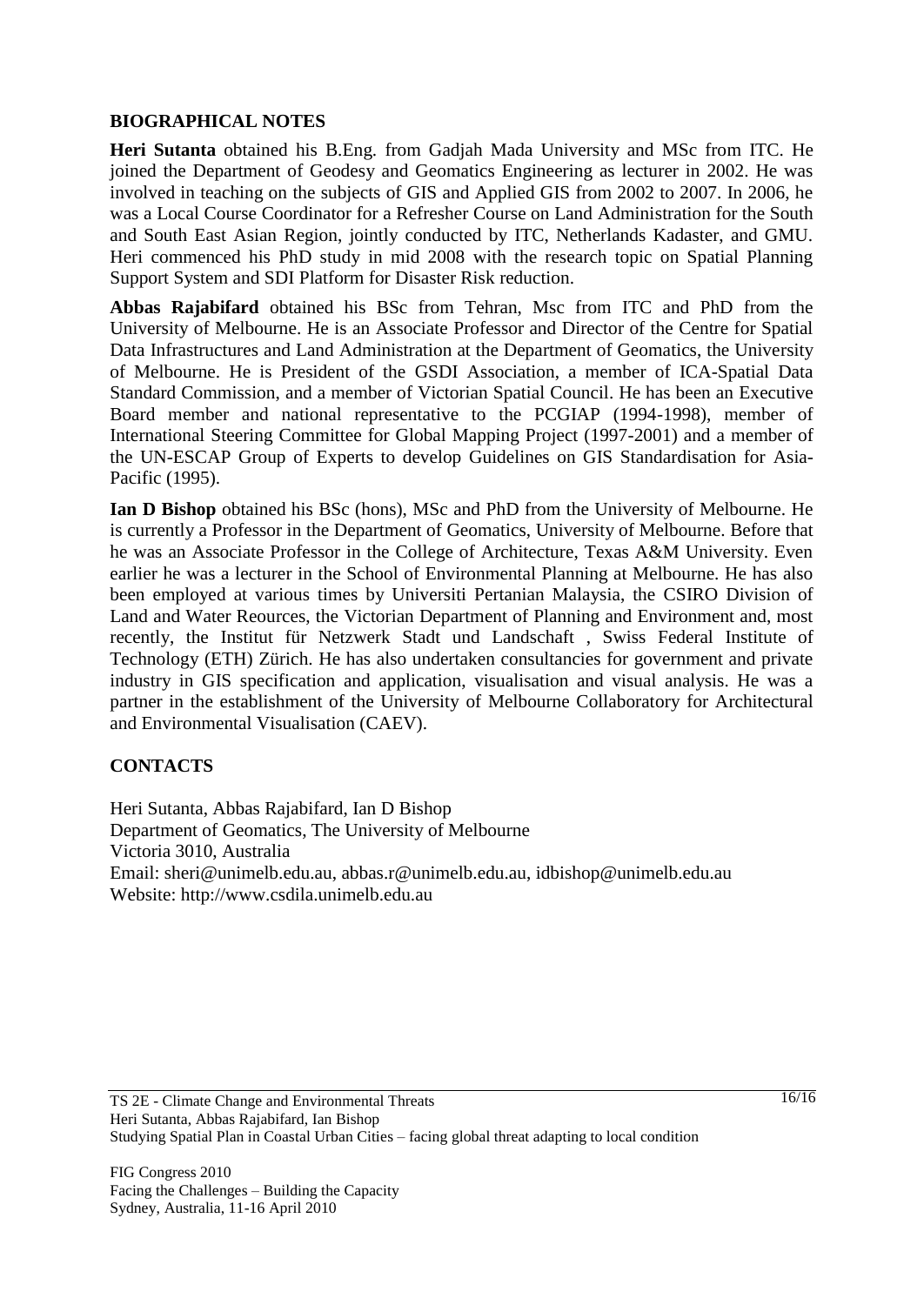## BIOGRAPHICAL NOTES

**Heri Sutanta** obtained his B.Eng. from Gadjah Mada University and MSc from ITC. He joined the Department of Geodesy and Geomatics Engineering as lecturer in 2002. He was involved in teaching on the subjects of GIS and Applied GIS from 2002 to 2007. In 2006, he was a Local Course Coordinator for a Refresher Course on Land Administration for the South and South East Asian Region, jointly conducted by ITC, Netherlands Kadaster, and GMU. Heri commenced his PhD study in mid 2008 with the research topic on Spatial Planning Support System and SDI Platform for Disaster Risk reduction.

**Abbas Rajabifard** obtained his BSc from Tehran, Msc from ITC and PhD from the University of Melbourne. He is an Associate Professor and Director of the Centre for Spatial Data Infrastructures and Land Administration at the Department of Geomatics, the University of Melbourne. He is President of the GSDI Association, a member of ICA-Spatial Data Standard Commission, and a member of Victorian Spatial Council. He has been an Executive Board member and national representative to the PCGIAP (1994-1998), member of International Steering Committee for Global Mapping Project (1997-2001) and a member of the UN-ESCAP Group of Experts to develop Guidelines on GIS Standardisation for Asia-Pacific (1995).

**Ian D Bishop** obtained his BSc (hons), MSc and PhD from the University of Melbourne. He is currently a Professor in the Department of Geomatics, University of Melbourne. Before that he was an Associate Professor in the College of Architecture, Texas A&M University. Even earlier he was a lecturer in the School of Environmental Planning at Melbourne. He has also been employed at various times by Universiti Pertanian Malaysia, the CSIRO Division of Land and Water Reources, the Victorian Department of Planning and Environment and, most recently, the Institut für Netzwerk Stadt und Landschaft , Swiss Federal Institute of Technology (ETH) Zürich. He has also undertaken consultancies for government and private industry in GIS specification and application, visualisation and visual analysis. He was a partner in the establishment of the University of Melbourne Collaboratory for Architectural and Environmental Visualisation (CAEV).

## CONTACTS

Heri Sutanta, Abbas Rajabifard, Ian D Bishop  
Department of Geomatics, The University of Melbourne  
Victoria 3010, Australia  
Email: sheri@unimelb.edu.au, abbas.r@unimelb.edu.au, idbishop@unimelb.edu.au  
Website: http://www.csdila.unimelb.edu.au